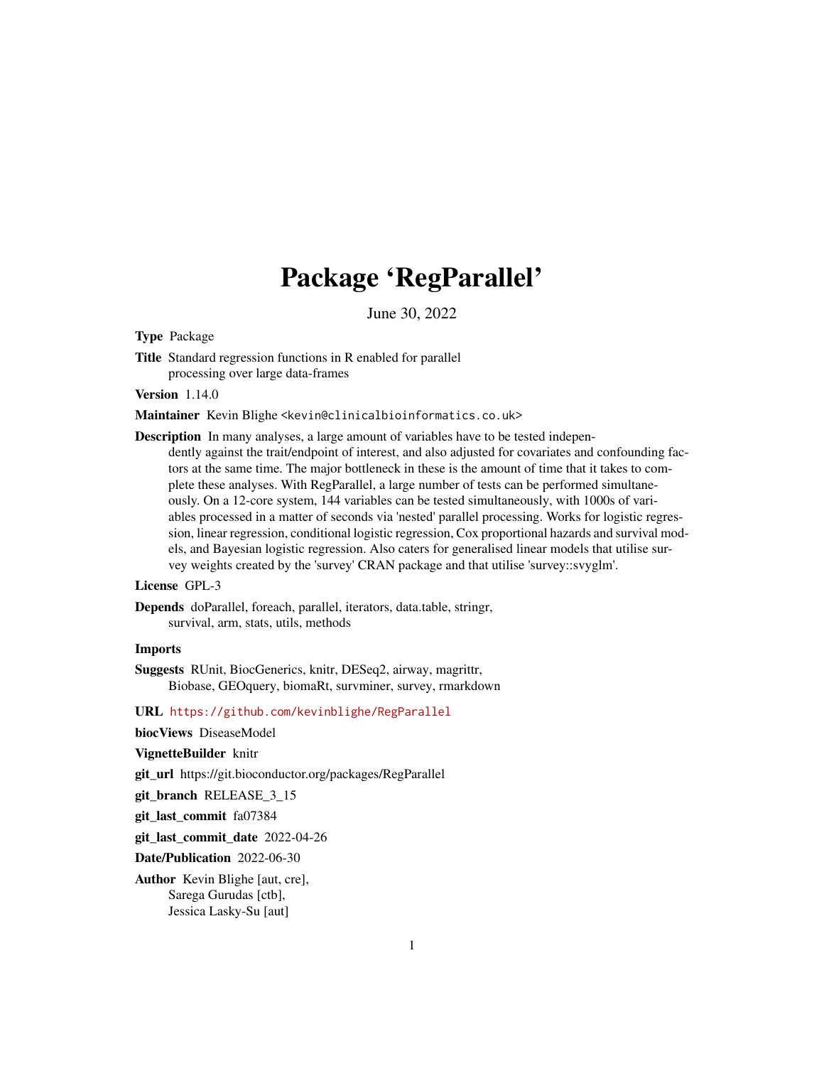# Package 'RegParallel'

June 30, 2022

**Type** Package

**Title** Standard regression functions in R enabled for parallel processing over large data-frames

**Version** 1.14.0

**Maintainer** Kevin Blighe <kevin@clinicalbioinformatics.co.uk>

**Description** In many analyses, a large amount of variables have to be tested independently against the trait/endpoint of interest, and also adjusted for covariates and confounding factors at the same time. The major bottleneck in these is the amount of time that it takes to complete these analyses. With RegParallel, a large number of tests can be performed simultaneously. On a 12-core system, 144 variables can be tested simultaneously, with 1000s of variables processed in a matter of seconds via 'nested' parallel processing. Works for logistic regression, linear regression, conditional logistic regression, Cox proportional hazards and survival models, and Bayesian logistic regression. Also caters for generalised linear models that utilise survey weights created by the 'survey' CRAN package and that utilise 'survey::svyglm'.

**License** GPL-3

**Depends** doParallel, foreach, parallel, iterators, data.table, stringr, survival, arm, stats, utils, methods

**Imports**

**Suggests** RUnit, BiocGenerics, knitr, DESeq2, airway, magrittr, Biobase, GEOquery, biomaRt, survminer, survey, rmarkdown

**URL** https://github.com/kevinblighe/RegParallel

**biocViews** DiseaseModel

**VignetteBuilder** knitr

**git_url** https://git.bioconductor.org/packages/RegParallel

**git_branch** RELEASE_3_15

**git_last_commit** fa07384

**git_last_commit_date** 2022-04-26

**Date/Publication** 2022-06-30

**Author** Kevin Blighe [aut, cre], Sarega Gurudas [ctb], Jessica Lasky-Su [aut]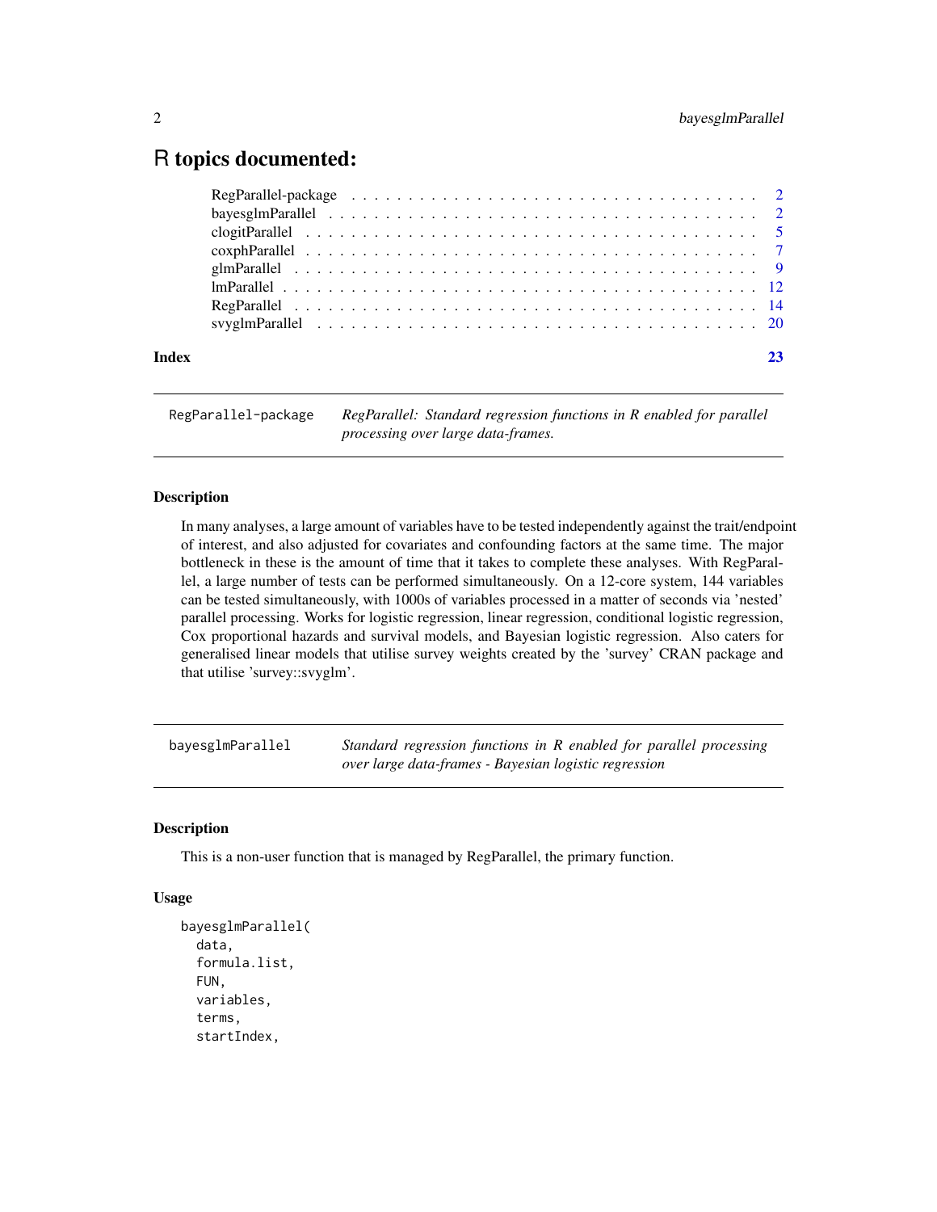# R topics documented:

| | |
|---|---|
| RegParallel-package | 2 |
| bayesglmParallel | 2 |
| clogitParallel | 5 |
| coxphParallel | 7 |
| glmParallel | 9 |
| lmParallel | 12 |
| RegParallel | 14 |
| svyglmParallel | 20 |
| **Index** | **23** |

---

`RegParallel-package` *RegParallel: Standard regression functions in R enabled for parallel processing over large data-frames.*

---

### Description

In many analyses, a large amount of variables have to be tested independently against the trait/endpoint of interest, and also adjusted for covariates and confounding factors at the same time. The major bottleneck in these is the amount of time that it takes to complete these analyses. With RegParallel, a large number of tests can be performed simultaneously. On a 12-core system, 144 variables can be tested simultaneously, with 1000s of variables processed in a matter of seconds via 'nested' parallel processing. Works for logistic regression, linear regression, conditional logistic regression, Cox proportional hazards and survival models, and Bayesian logistic regression. Also caters for generalised linear models that utilise survey weights created by the 'survey' CRAN package and that utilise 'survey::svyglm'.

---

`bayesglmParallel` *Standard regression functions in R enabled for parallel processing over large data-frames - Bayesian logistic regression*

---

### Description

This is a non-user function that is managed by RegParallel, the primary function.

### Usage

```
bayesglmParallel(
  data,
  formula.list,
  FUN,
  variables,
  terms,
  startIndex,
```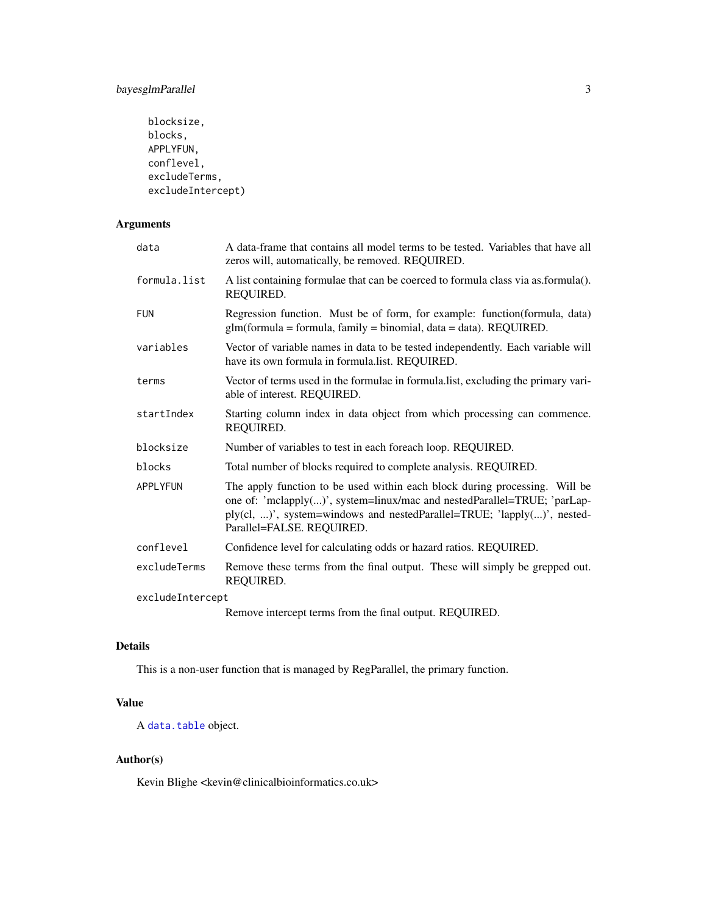```
  blocksize,
  blocks,
  APPLYFUN,
  conflevel,
  excludeTerms,
  excludeIntercept)
```

## Arguments

| | |
|---|---|
| `data` | A data-frame that contains all model terms to be tested. Variables that have all zeros will, automatically, be removed. REQUIRED. |
| `formula.list` | A list containing formulae that can be coerced to formula class via as.formula(). REQUIRED. |
| `FUN` | Regression function. Must be of form, for example: function(formula, data) glm(formula = formula, family = binomial, data = data). REQUIRED. |
| `variables` | Vector of variable names in data to be tested independently. Each variable will have its own formula in formula.list. REQUIRED. |
| `terms` | Vector of terms used in the formulae in formula.list, excluding the primary variable of interest. REQUIRED. |
| `startIndex` | Starting column index in data object from which processing can commence. REQUIRED. |
| `blocksize` | Number of variables to test in each foreach loop. REQUIRED. |
| `blocks` | Total number of blocks required to complete analysis. REQUIRED. |
| `APPLYFUN` | The apply function to be used within each block during processing. Will be one of: 'mclapply(...)', system=linux/mac and nestedParallel=TRUE; 'parLapply(cl, ...)', system=windows and nestedParallel=TRUE; 'lapply(...)', nestedParallel=FALSE. REQUIRED. |
| `conflevel` | Confidence level for calculating odds or hazard ratios. REQUIRED. |
| `excludeTerms` | Remove these terms from the final output. These will simply be grepped out. REQUIRED. |
| `excludeIntercept` | Remove intercept terms from the final output. REQUIRED. |

## Details

This is a non-user function that is managed by RegParallel, the primary function.

## Value

A `data.table` object.

## Author(s)

Kevin Blighe <kevin@clinicalbioinformatics.co.uk>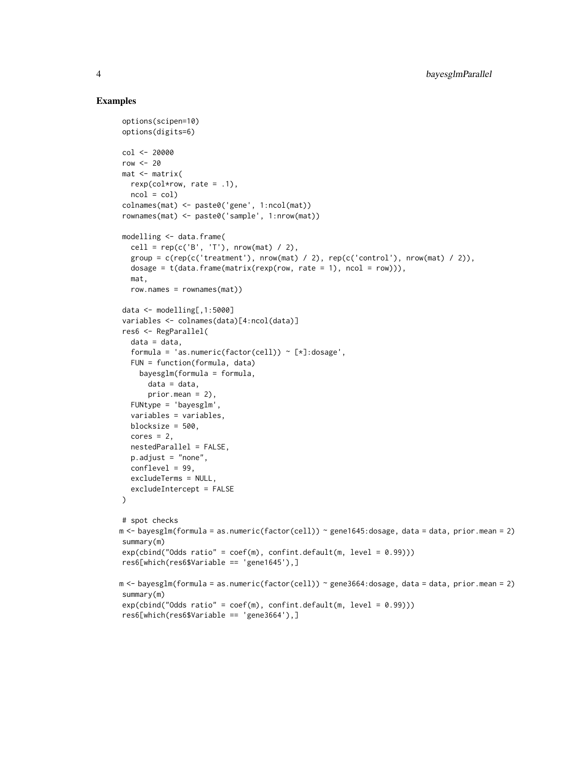## Examples

```
options(scipen=10)
options(digits=6)

col <- 20000
row <- 20
mat <- matrix(
  rexp(col*row, rate = .1),
  ncol = col)
colnames(mat) <- paste0('gene', 1:ncol(mat))
rownames(mat) <- paste0('sample', 1:nrow(mat))

modelling <- data.frame(
  cell = rep(c('B', 'T'), nrow(mat) / 2),
  group = c(rep(c('treatment'), nrow(mat) / 2), rep(c('control'), nrow(mat) / 2)),
  dosage = t(data.frame(matrix(rexp(row, rate = 1), ncol = row))),
  mat,
  row.names = rownames(mat))

data <- modelling[,1:5000]
variables <- colnames(data)[4:ncol(data)]
res6 <- RegParallel(
  data = data,
  formula = 'as.numeric(factor(cell)) ~ [*]:dosage',
  FUN = function(formula, data)
    bayesglm(formula = formula,
      data = data,
      prior.mean = 2),
  FUNtype = 'bayesglm',
  variables = variables,
  blocksize = 500,
  cores = 2,
  nestedParallel = FALSE,
  p.adjust = "none",
  conflevel = 99,
  excludeTerms = NULL,
  excludeIntercept = FALSE
)

# spot checks
m <- bayesglm(formula = as.numeric(factor(cell)) ~ gene1645:dosage, data = data, prior.mean = 2)
summary(m)
exp(cbind("Odds ratio" = coef(m), confint.default(m, level = 0.99)))
res6[which(res6$Variable == 'gene1645'),]

m <- bayesglm(formula = as.numeric(factor(cell)) ~ gene3664:dosage, data = data, prior.mean = 2)
summary(m)
exp(cbind("Odds ratio" = coef(m), confint.default(m, level = 0.99)))
res6[which(res6$Variable == 'gene3664'),]
```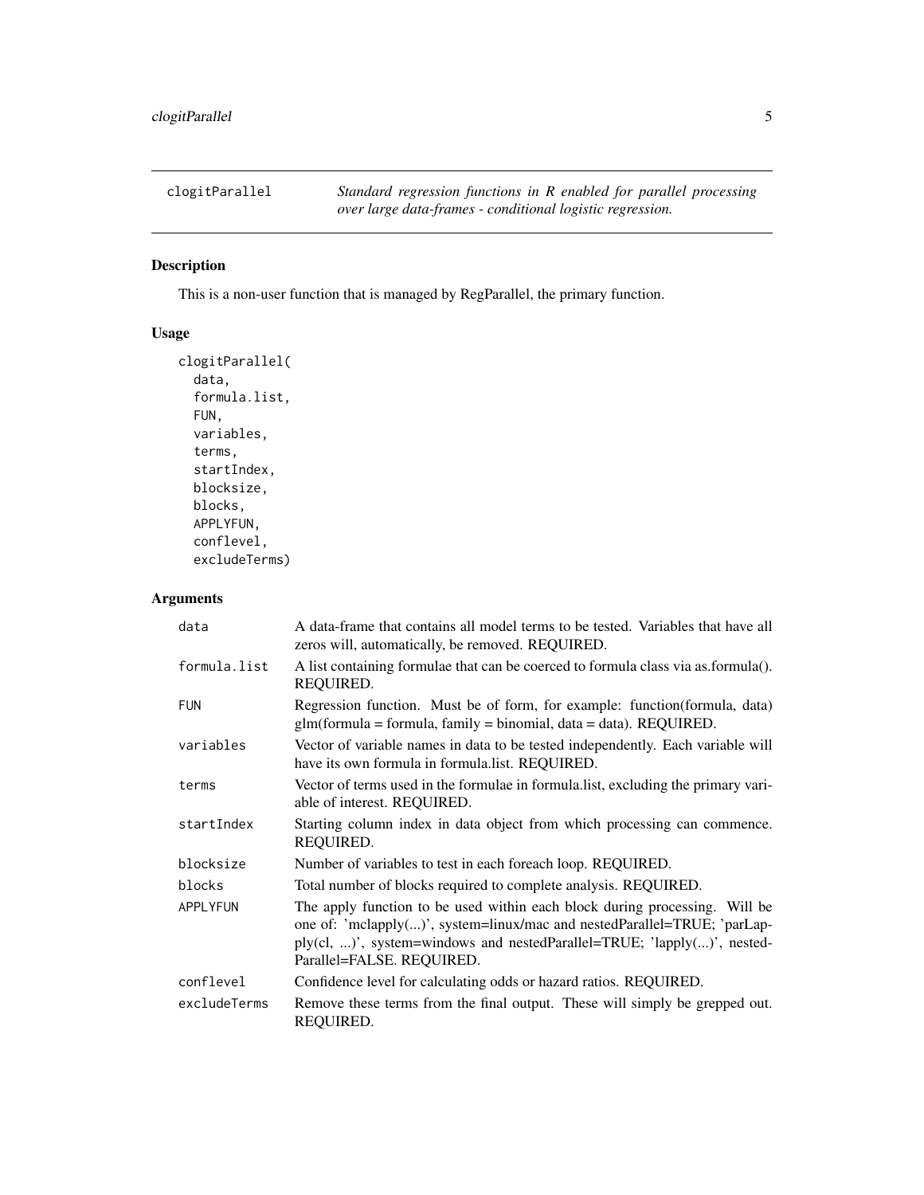## clogitParallel

*Standard regression functions in R enabled for parallel processing over large data-frames - conditional logistic regression.*

### Description

This is a non-user function that is managed by RegParallel, the primary function.

### Usage

```
clogitParallel(
  data,
  formula.list,
  FUN,
  variables,
  terms,
  startIndex,
  blocksize,
  blocks,
  APPLYFUN,
  conflevel,
  excludeTerms)
```

### Arguments

| | |
|---|---|
| `data` | A data-frame that contains all model terms to be tested. Variables that have all zeros will, automatically, be removed. REQUIRED. |
| `formula.list` | A list containing formulae that can be coerced to formula class via as.formula(). REQUIRED. |
| `FUN` | Regression function. Must be of form, for example: function(formula, data) glm(formula = formula, family = binomial, data = data). REQUIRED. |
| `variables` | Vector of variable names in data to be tested independently. Each variable will have its own formula in formula.list. REQUIRED. |
| `terms` | Vector of terms used in the formulae in formula.list, excluding the primary variable of interest. REQUIRED. |
| `startIndex` | Starting column index in data object from which processing can commence. REQUIRED. |
| `blocksize` | Number of variables to test in each foreach loop. REQUIRED. |
| `blocks` | Total number of blocks required to complete analysis. REQUIRED. |
| `APPLYFUN` | The apply function to be used within each block during processing. Will be one of: 'mclapply(...)', system=linux/mac and nestedParallel=TRUE; 'parLapply(cl, ...)', system=windows and nestedParallel=TRUE; 'lapply(...)', nestedParallel=FALSE. REQUIRED. |
| `conflevel` | Confidence level for calculating odds or hazard ratios. REQUIRED. |
| `excludeTerms` | Remove these terms from the final output. These will simply be grepped out. REQUIRED. |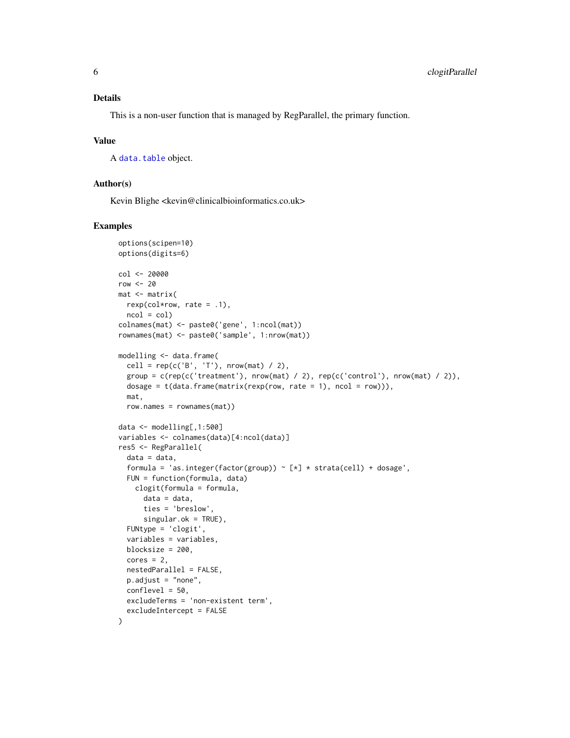## Details

This is a non-user function that is managed by RegParallel, the primary function.

## Value

A `data.table` object.

## Author(s)

Kevin Blighe <kevin@clinicalbioinformatics.co.uk>

## Examples

```
options(scipen=10)
options(digits=6)

col <- 20000
row <- 20
mat <- matrix(
  rexp(col*row, rate = .1),
  ncol = col)
colnames(mat) <- paste0('gene', 1:ncol(mat))
rownames(mat) <- paste0('sample', 1:nrow(mat))

modelling <- data.frame(
  cell = rep(c('B', 'T'), nrow(mat) / 2),
  group = c(rep(c('treatment'), nrow(mat) / 2), rep(c('control'), nrow(mat) / 2)),
  dosage = t(data.frame(matrix(rexp(row, rate = 1), ncol = row))),
  mat,
  row.names = rownames(mat))

data <- modelling[,1:500]
variables <- colnames(data)[4:ncol(data)]
res5 <- RegParallel(
  data = data,
  formula = 'as.integer(factor(group)) ~ [*] * strata(cell) + dosage',
  FUN = function(formula, data)
    clogit(formula = formula,
      data = data,
      ties = 'breslow',
      singular.ok = TRUE),
  FUNtype = 'clogit',
  variables = variables,
  blocksize = 200,
  cores = 2,
  nestedParallel = FALSE,
  p.adjust = "none",
  conflevel = 50,
  excludeTerms = 'non-existent term',
  excludeIntercept = FALSE
)
```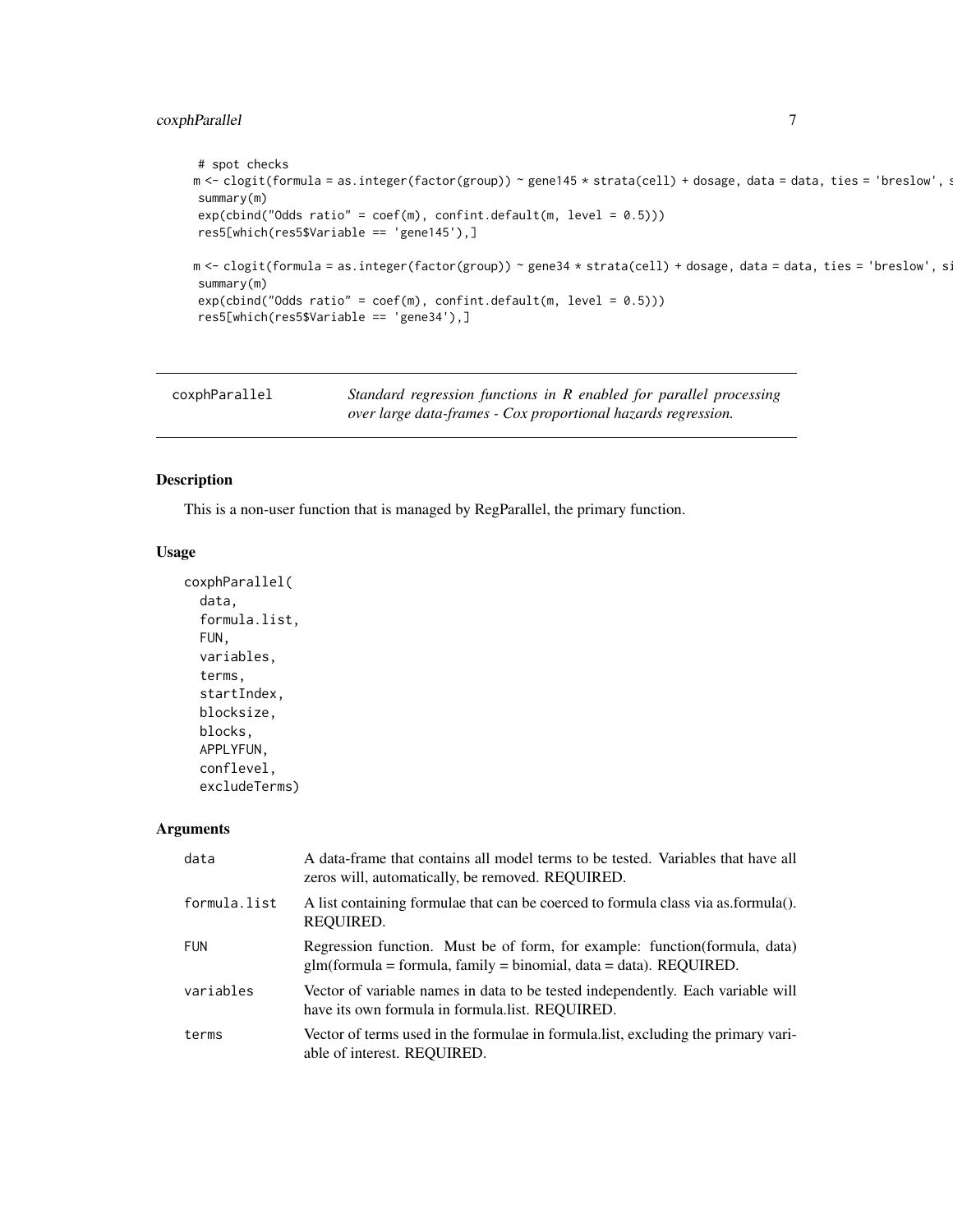```
 # spot checks
m <- clogit(formula = as.integer(factor(group)) ~ gene145 * strata(cell) + dosage, data = data, ties = 'breslow', s
 summary(m)
 exp(cbind("Odds ratio" = coef(m), confint.default(m, level = 0.5)))
 res5[which(res5$Variable == 'gene145'),]

m <- clogit(formula = as.integer(factor(group)) ~ gene34 * strata(cell) + dosage, data = data, ties = 'breslow', si
 summary(m)
 exp(cbind("Odds ratio" = coef(m), confint.default(m, level = 0.5)))
 res5[which(res5$Variable == 'gene34'),]
```

## coxphParallel

*Standard regression functions in R enabled for parallel processing over large data-frames - Cox proportional hazards regression.*

### Description

This is a non-user function that is managed by RegParallel, the primary function.

### Usage

```
coxphParallel(
  data,
  formula.list,
  FUN,
  variables,
  terms,
  startIndex,
  blocksize,
  blocks,
  APPLYFUN,
  conflevel,
  excludeTerms)
```

### Arguments

| | |
|---|---|
| data | A data-frame that contains all model terms to be tested. Variables that have all zeros will, automatically, be removed. REQUIRED. |
| formula.list | A list containing formulae that can be coerced to formula class via as.formula(). REQUIRED. |
| FUN | Regression function. Must be of form, for example: function(formula, data) glm(formula = formula, family = binomial, data = data). REQUIRED. |
| variables | Vector of variable names in data to be tested independently. Each variable will have its own formula in formula.list. REQUIRED. |
| terms | Vector of terms used in the formulae in formula.list, excluding the primary variable of interest. REQUIRED. |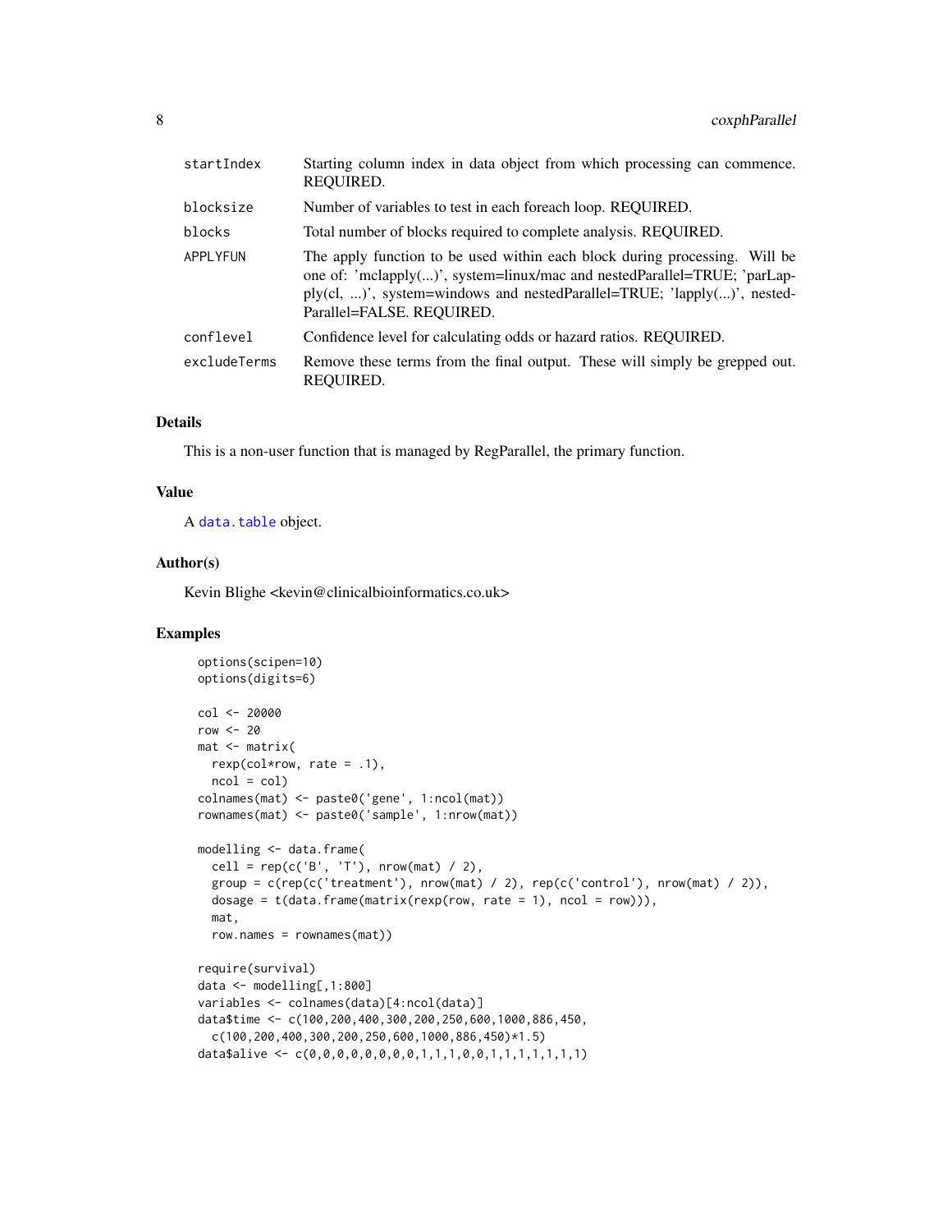| | |
|---|---|
| startIndex | Starting column index in data object from which processing can commence. REQUIRED. |
| blocksize | Number of variables to test in each foreach loop. REQUIRED. |
| blocks | Total number of blocks required to complete analysis. REQUIRED. |
| APPLYFUN | The apply function to be used within each block during processing. Will be one of: 'mclapply(...)', system=linux/mac and nestedParallel=TRUE; 'parLapply(cl, ...)', system=windows and nestedParallel=TRUE; 'lapply(...)', nestedParallel=FALSE. REQUIRED. |
| conflevel | Confidence level for calculating odds or hazard ratios. REQUIRED. |
| excludeTerms | Remove these terms from the final output. These will simply be grepped out. REQUIRED. |

## Details

This is a non-user function that is managed by RegParallel, the primary function.

## Value

A data.table object.

## Author(s)

Kevin Blighe <kevin@clinicalbioinformatics.co.uk>

## Examples

```
options(scipen=10)
options(digits=6)

col <- 20000
row <- 20
mat <- matrix(
  rexp(col*row, rate = .1),
  ncol = col)
colnames(mat) <- paste0('gene', 1:ncol(mat))
rownames(mat) <- paste0('sample', 1:nrow(mat))

modelling <- data.frame(
  cell = rep(c('B', 'T'), nrow(mat) / 2),
  group = c(rep(c('treatment'), nrow(mat) / 2), rep(c('control'), nrow(mat) / 2)),
  dosage = t(data.frame(matrix(rexp(row, rate = 1), ncol = row))),
  mat,
  row.names = rownames(mat))

require(survival)
data <- modelling[,1:800]
variables <- colnames(data)[4:ncol(data)]
data$time <- c(100,200,400,300,200,250,600,1000,886,450,
  c(100,200,400,300,200,250,600,1000,886,450)*1.5)
data$alive <- c(0,0,0,0,0,0,0,0,1,1,1,0,0,1,1,1,1,1,1,1)
```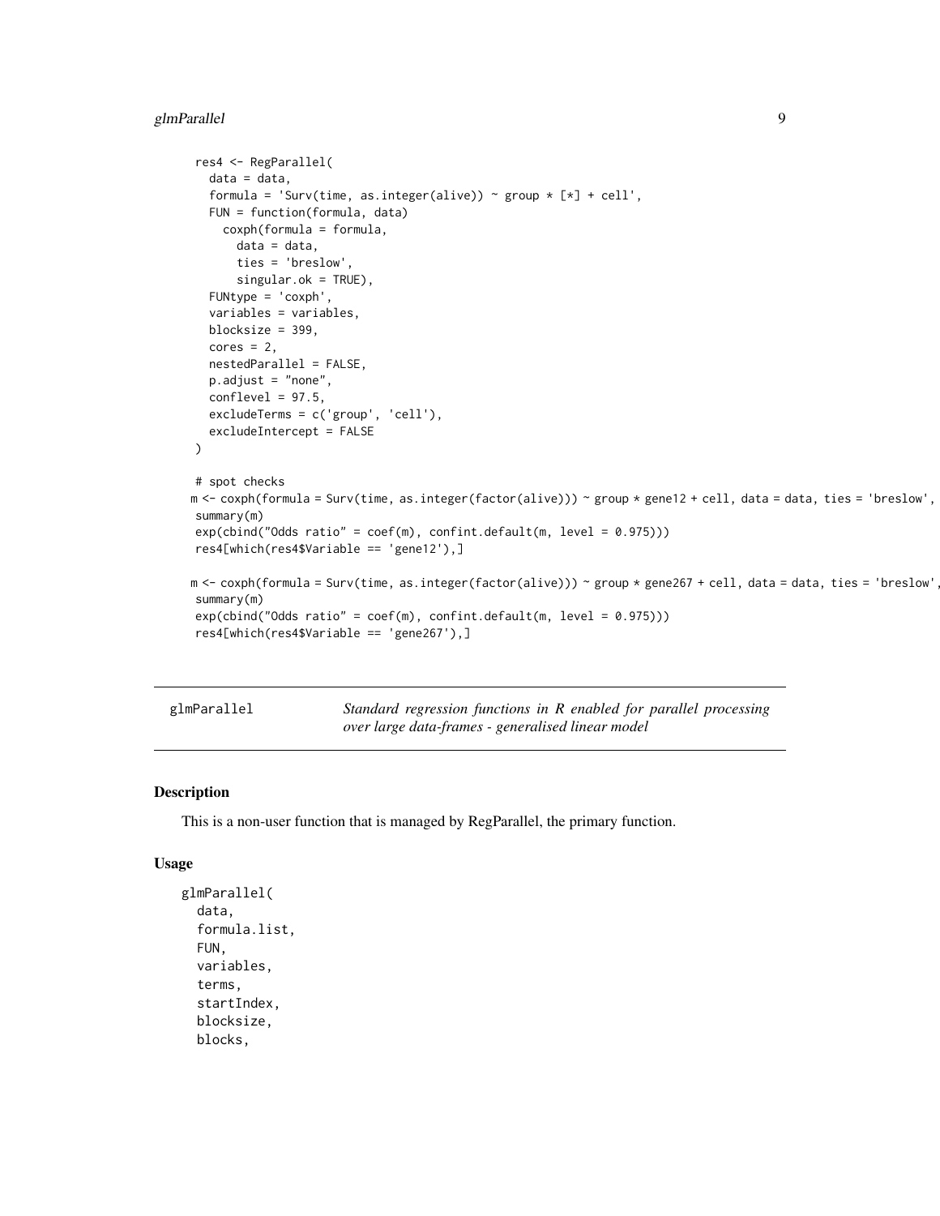```
res4 <- RegParallel(
  data = data,
  formula = 'Surv(time, as.integer(alive)) ~ group * [*] + cell',
  FUN = function(formula, data)
    coxph(formula = formula,
      data = data,
      ties = 'breslow',
      singular.ok = TRUE),
  FUNtype = 'coxph',
  variables = variables,
  blocksize = 399,
  cores = 2,
  nestedParallel = FALSE,
  p.adjust = "none",
  conflevel = 97.5,
  excludeTerms = c('group', 'cell'),
  excludeIntercept = FALSE
)

# spot checks
m <- coxph(formula = Surv(time, as.integer(factor(alive))) ~ group * gene12 + cell, data = data, ties = 'breslow',
summary(m)
exp(cbind("Odds ratio" = coef(m), confint.default(m, level = 0.975)))
res4[which(res4$Variable == 'gene12'),]

m <- coxph(formula = Surv(time, as.integer(factor(alive))) ~ group * gene267 + cell, data = data, ties = 'breslow',
summary(m)
exp(cbind("Odds ratio" = coef(m), confint.default(m, level = 0.975)))
res4[which(res4$Variable == 'gene267'),]
```

## glmParallel

*Standard regression functions in R enabled for parallel processing over large data-frames - generalised linear model*

### Description

This is a non-user function that is managed by RegParallel, the primary function.

### Usage

```
glmParallel(
  data,
  formula.list,
  FUN,
  variables,
  terms,
  startIndex,
  blocksize,
  blocks,
```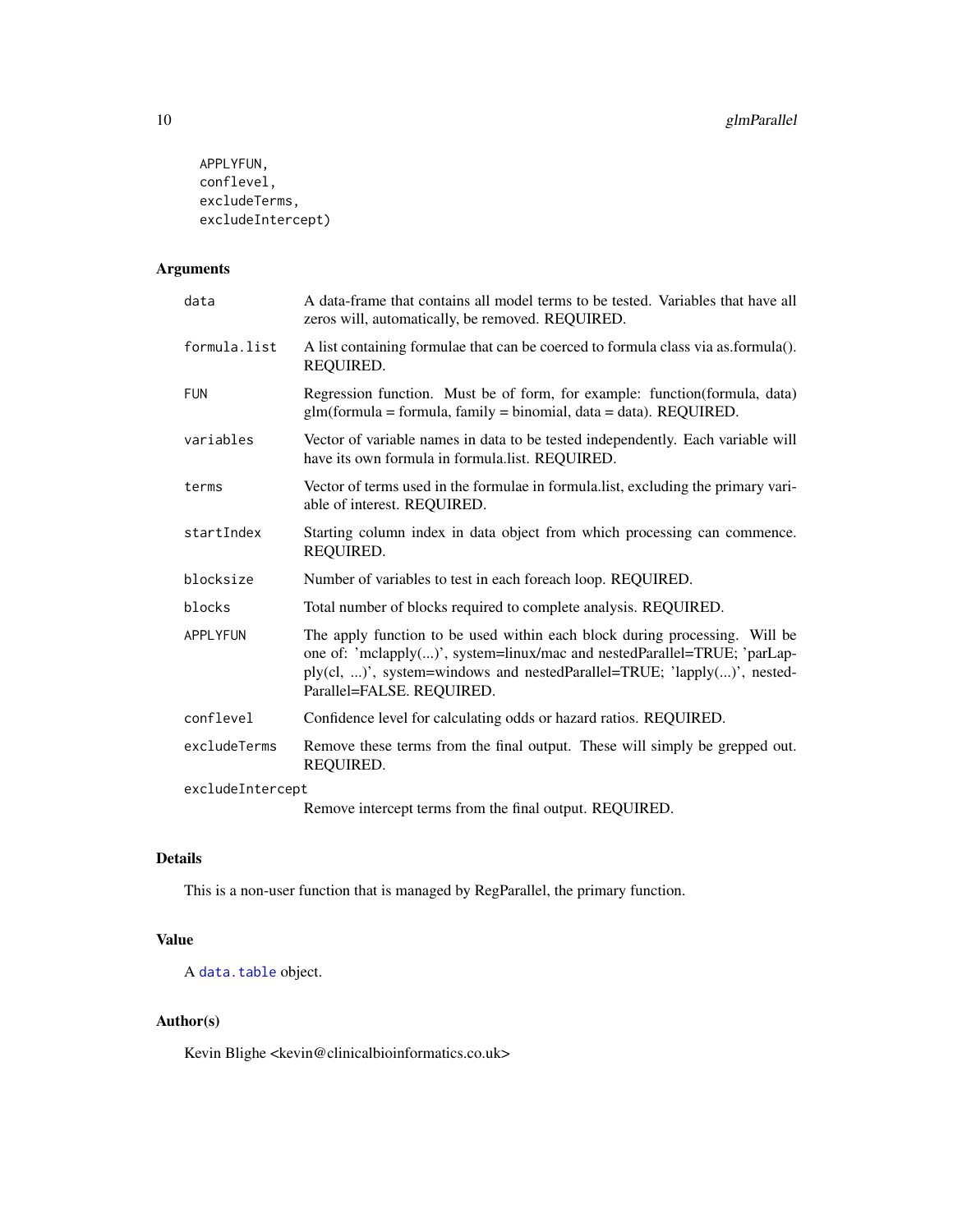```
APPLYFUN,
conflevel,
excludeTerms,
excludeIntercept)
```

## Arguments

| | |
|---|---|
| `data` | A data-frame that contains all model terms to be tested. Variables that have all zeros will, automatically, be removed. REQUIRED. |
| `formula.list` | A list containing formulae that can be coerced to formula class via as.formula(). REQUIRED. |
| `FUN` | Regression function. Must be of form, for example: function(formula, data) glm(formula = formula, family = binomial, data = data). REQUIRED. |
| `variables` | Vector of variable names in data to be tested independently. Each variable will have its own formula in formula.list. REQUIRED. |
| `terms` | Vector of terms used in the formulae in formula.list, excluding the primary variable of interest. REQUIRED. |
| `startIndex` | Starting column index in data object from which processing can commence. REQUIRED. |
| `blocksize` | Number of variables to test in each foreach loop. REQUIRED. |
| `blocks` | Total number of blocks required to complete analysis. REQUIRED. |
| `APPLYFUN` | The apply function to be used within each block during processing. Will be one of: 'mclapply(...)', system=linux/mac and nestedParallel=TRUE; 'parLapply(cl, ...)', system=windows and nestedParallel=TRUE; 'lapply(...)', nestedParallel=FALSE. REQUIRED. |
| `conflevel` | Confidence level for calculating odds or hazard ratios. REQUIRED. |
| `excludeTerms` | Remove these terms from the final output. These will simply be grepped out. REQUIRED. |
| `excludeIntercept` | Remove intercept terms from the final output. REQUIRED. |

## Details

This is a non-user function that is managed by RegParallel, the primary function.

## Value

A `data.table` object.

## Author(s)

Kevin Blighe <kevin@clinicalbioinformatics.co.uk>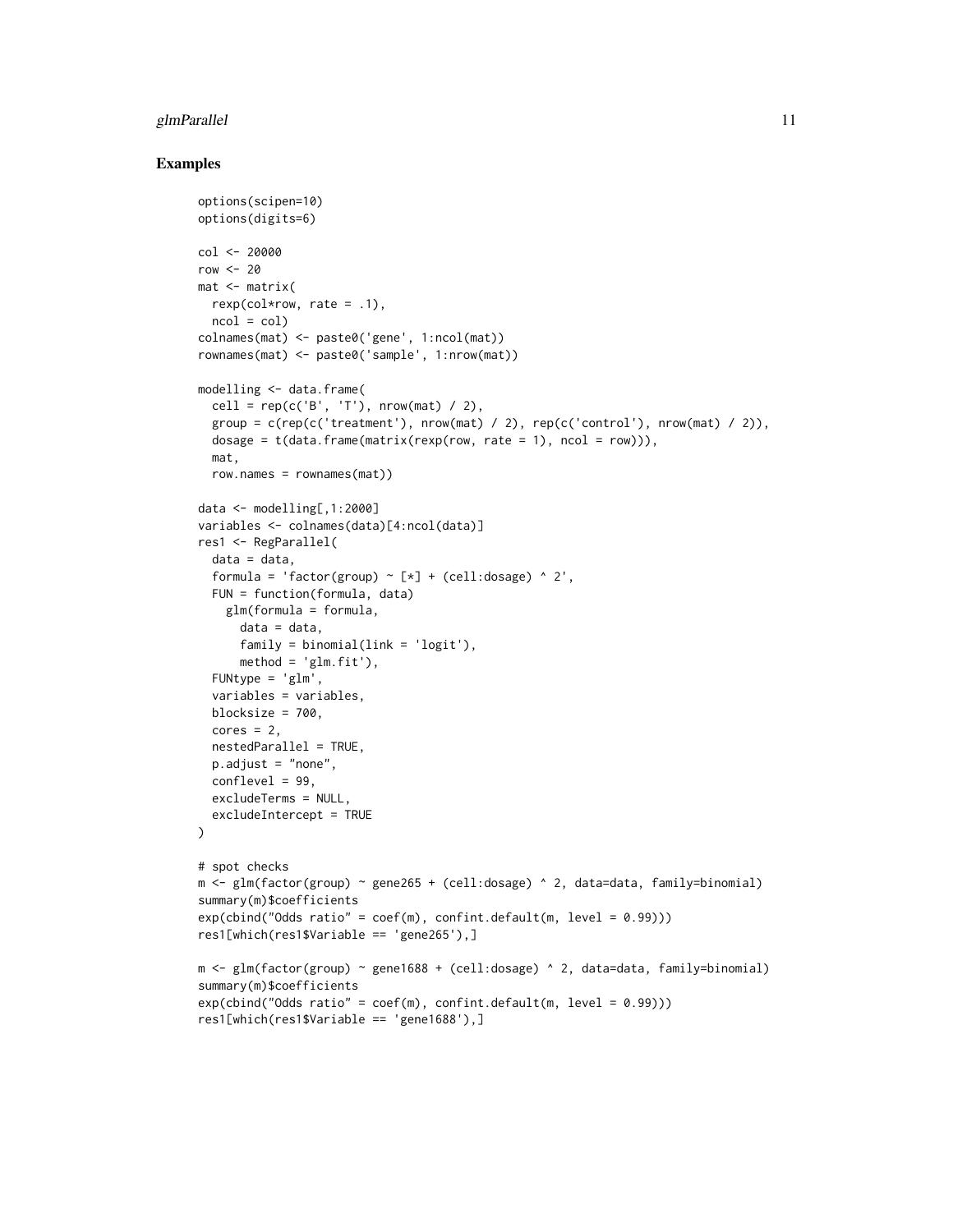## Examples

```
options(scipen=10)
options(digits=6)

col <- 20000
row <- 20
mat <- matrix(
  rexp(col*row, rate = .1),
  ncol = col)
colnames(mat) <- paste0('gene', 1:ncol(mat))
rownames(mat) <- paste0('sample', 1:nrow(mat))

modelling <- data.frame(
  cell = rep(c('B', 'T'), nrow(mat) / 2),
  group = c(rep(c('treatment'), nrow(mat) / 2), rep(c('control'), nrow(mat) / 2)),
  dosage = t(data.frame(matrix(rexp(row, rate = 1), ncol = row))),
  mat,
  row.names = rownames(mat))

data <- modelling[,1:2000]
variables <- colnames(data)[4:ncol(data)]
res1 <- RegParallel(
  data = data,
  formula = 'factor(group) ~ [*] + (cell:dosage) ^ 2',
  FUN = function(formula, data)
    glm(formula = formula,
      data = data,
      family = binomial(link = 'logit'),
      method = 'glm.fit'),
  FUNtype = 'glm',
  variables = variables,
  blocksize = 700,
  cores = 2,
  nestedParallel = TRUE,
  p.adjust = "none",
  conflevel = 99,
  excludeTerms = NULL,
  excludeIntercept = TRUE
)

# spot checks
m <- glm(factor(group) ~ gene265 + (cell:dosage) ^ 2, data=data, family=binomial)
summary(m)$coefficients
exp(cbind("Odds ratio" = coef(m), confint.default(m, level = 0.99)))
res1[which(res1$Variable == 'gene265'),]

m <- glm(factor(group) ~ gene1688 + (cell:dosage) ^ 2, data=data, family=binomial)
summary(m)$coefficients
exp(cbind("Odds ratio" = coef(m), confint.default(m, level = 0.99)))
res1[which(res1$Variable == 'gene1688'),]
```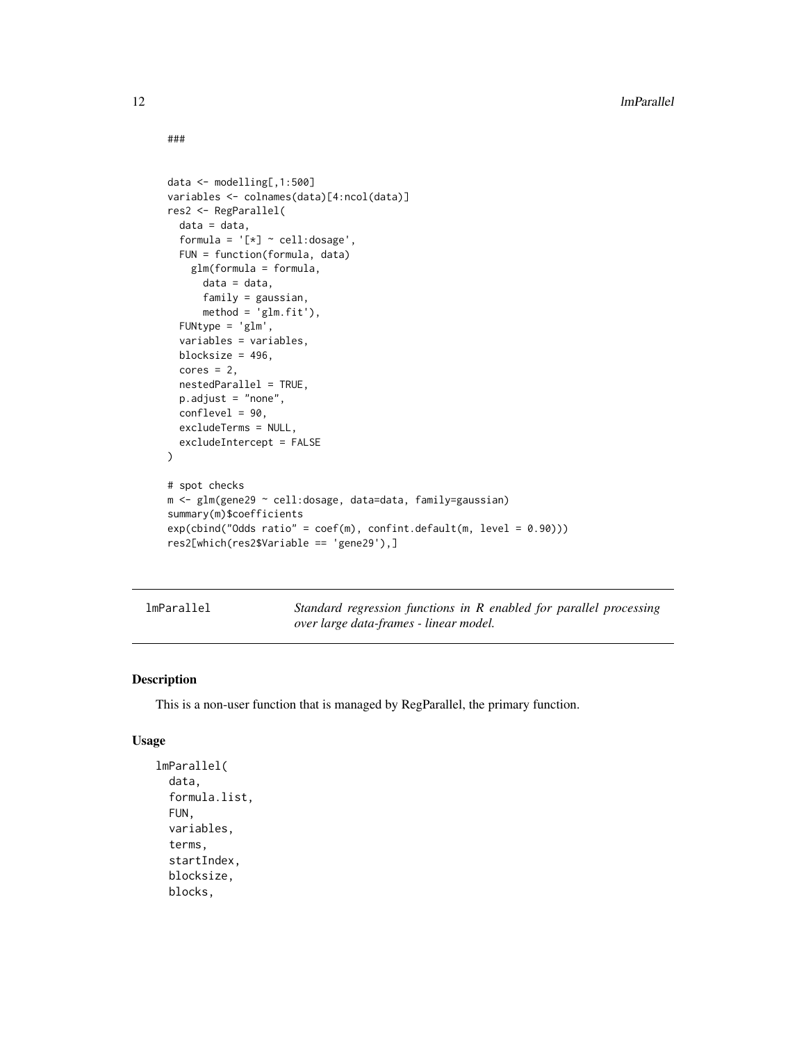```
###

data <- modelling[,1:500]
variables <- colnames(data)[4:ncol(data)]
res2 <- RegParallel(
  data = data,
  formula = '[*] ~ cell:dosage',
  FUN = function(formula, data)
    glm(formula = formula,
      data = data,
      family = gaussian,
      method = 'glm.fit'),
  FUNtype = 'glm',
  variables = variables,
  blocksize = 496,
  cores = 2,
  nestedParallel = TRUE,
  p.adjust = "none",
  conflevel = 90,
  excludeTerms = NULL,
  excludeIntercept = FALSE
)

# spot checks
m <- glm(gene29 ~ cell:dosage, data=data, family=gaussian)
summary(m)$coefficients
exp(cbind("Odds ratio" = coef(m), confint.default(m, level = 0.90)))
res2[which(res2$Variable == 'gene29'),]
```

---

## lmParallel

*Standard regression functions in R enabled for parallel processing over large data-frames - linear model.*

---

### Description

This is a non-user function that is managed by RegParallel, the primary function.

### Usage

```
lmParallel(
  data,
  formula.list,
  FUN,
  variables,
  terms,
  startIndex,
  blocksize,
  blocks,
```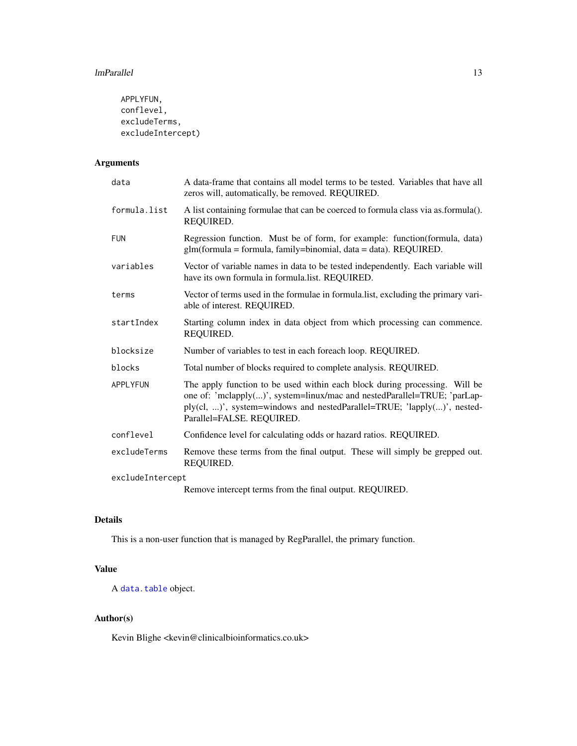```
APPLYFUN,
conflevel,
excludeTerms,
excludeIntercept)
```

## Arguments

| | |
|---|---|
| data | A data-frame that contains all model terms to be tested. Variables that have all zeros will, automatically, be removed. REQUIRED. |
| formula.list | A list containing formulae that can be coerced to formula class via as.formula(). REQUIRED. |
| FUN | Regression function. Must be of form, for example: function(formula, data) glm(formula = formula, family=binomial, data = data). REQUIRED. |
| variables | Vector of variable names in data to be tested independently. Each variable will have its own formula in formula.list. REQUIRED. |
| terms | Vector of terms used in the formulae in formula.list, excluding the primary variable of interest. REQUIRED. |
| startIndex | Starting column index in data object from which processing can commence. REQUIRED. |
| blocksize | Number of variables to test in each foreach loop. REQUIRED. |
| blocks | Total number of blocks required to complete analysis. REQUIRED. |
| APPLYFUN | The apply function to be used within each block during processing. Will be one of: 'mclapply(...)', system=linux/mac and nestedParallel=TRUE; 'parLapply(cl, ...)', system=windows and nestedParallel=TRUE; 'lapply(...)', nestedParallel=FALSE. REQUIRED. |
| conflevel | Confidence level for calculating odds or hazard ratios. REQUIRED. |
| excludeTerms | Remove these terms from the final output. These will simply be grepped out. REQUIRED. |
| excludeIntercept | Remove intercept terms from the final output. REQUIRED. |

## Details

This is a non-user function that is managed by RegParallel, the primary function.

## Value

A data.table object.

## Author(s)

Kevin Blighe <kevin@clinicalbioinformatics.co.uk>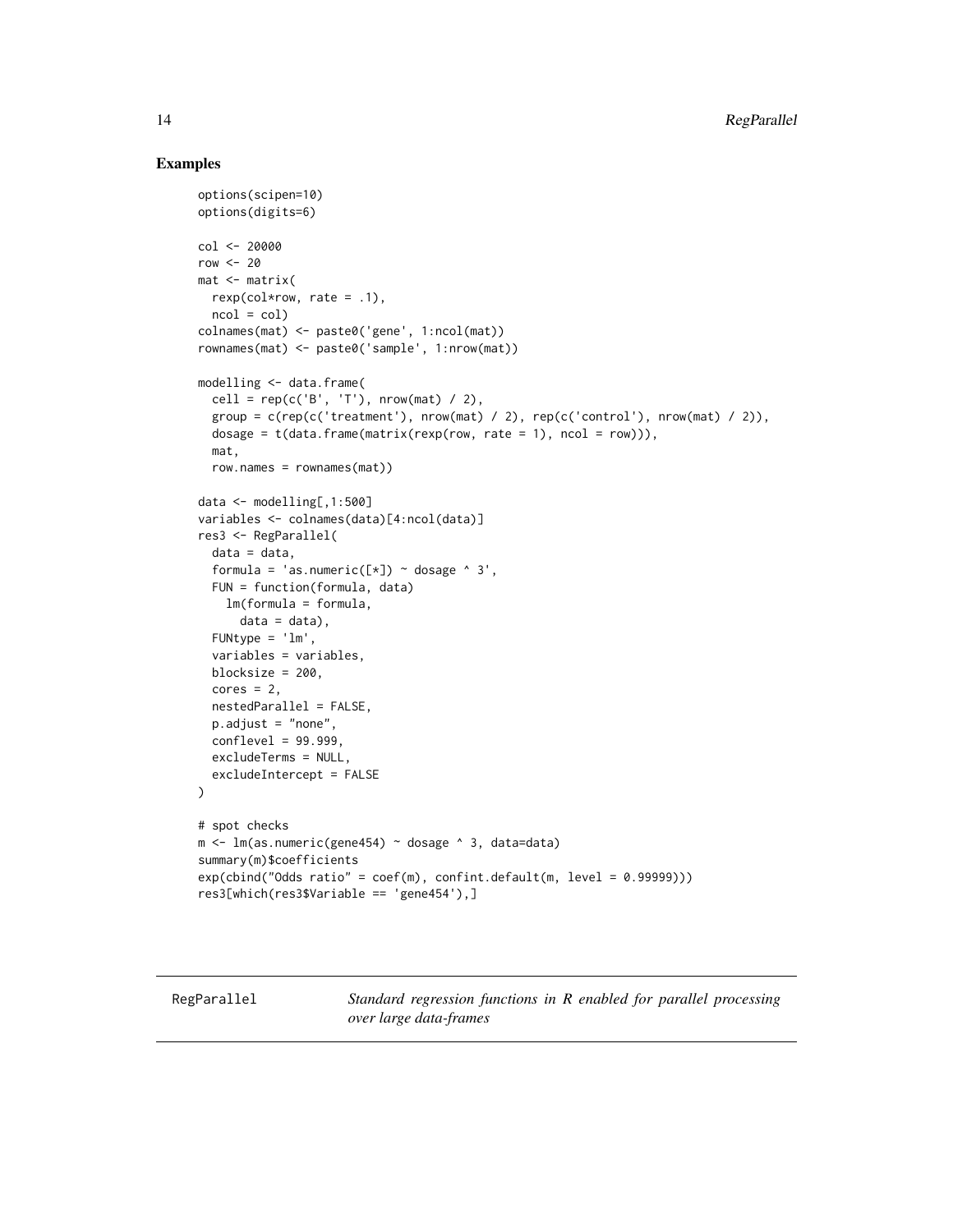## Examples

```
options(scipen=10)
options(digits=6)

col <- 20000
row <- 20
mat <- matrix(
  rexp(col*row, rate = .1),
  ncol = col)
colnames(mat) <- paste0('gene', 1:ncol(mat))
rownames(mat) <- paste0('sample', 1:nrow(mat))

modelling <- data.frame(
  cell = rep(c('B', 'T'), nrow(mat) / 2),
  group = c(rep(c('treatment'), nrow(mat) / 2), rep(c('control'), nrow(mat) / 2)),
  dosage = t(data.frame(matrix(rexp(row, rate = 1), ncol = row))),
  mat,
  row.names = rownames(mat))

data <- modelling[,1:500]
variables <- colnames(data)[4:ncol(data)]
res3 <- RegParallel(
  data = data,
  formula = 'as.numeric([*]) ~ dosage ^ 3',
  FUN = function(formula, data)
    lm(formula = formula,
      data = data),
  FUNtype = 'lm',
  variables = variables,
  blocksize = 200,
  cores = 2,
  nestedParallel = FALSE,
  p.adjust = "none",
  conflevel = 99.999,
  excludeTerms = NULL,
  excludeIntercept = FALSE
)

# spot checks
m <- lm(as.numeric(gene454) ~ dosage ^ 3, data=data)
summary(m)$coefficients
exp(cbind("Odds ratio" = coef(m), confint.default(m, level = 0.99999)))
res3[which(res3$Variable == 'gene454'),]
```

---

## RegParallel

*Standard regression functions in R enabled for parallel processing over large data-frames*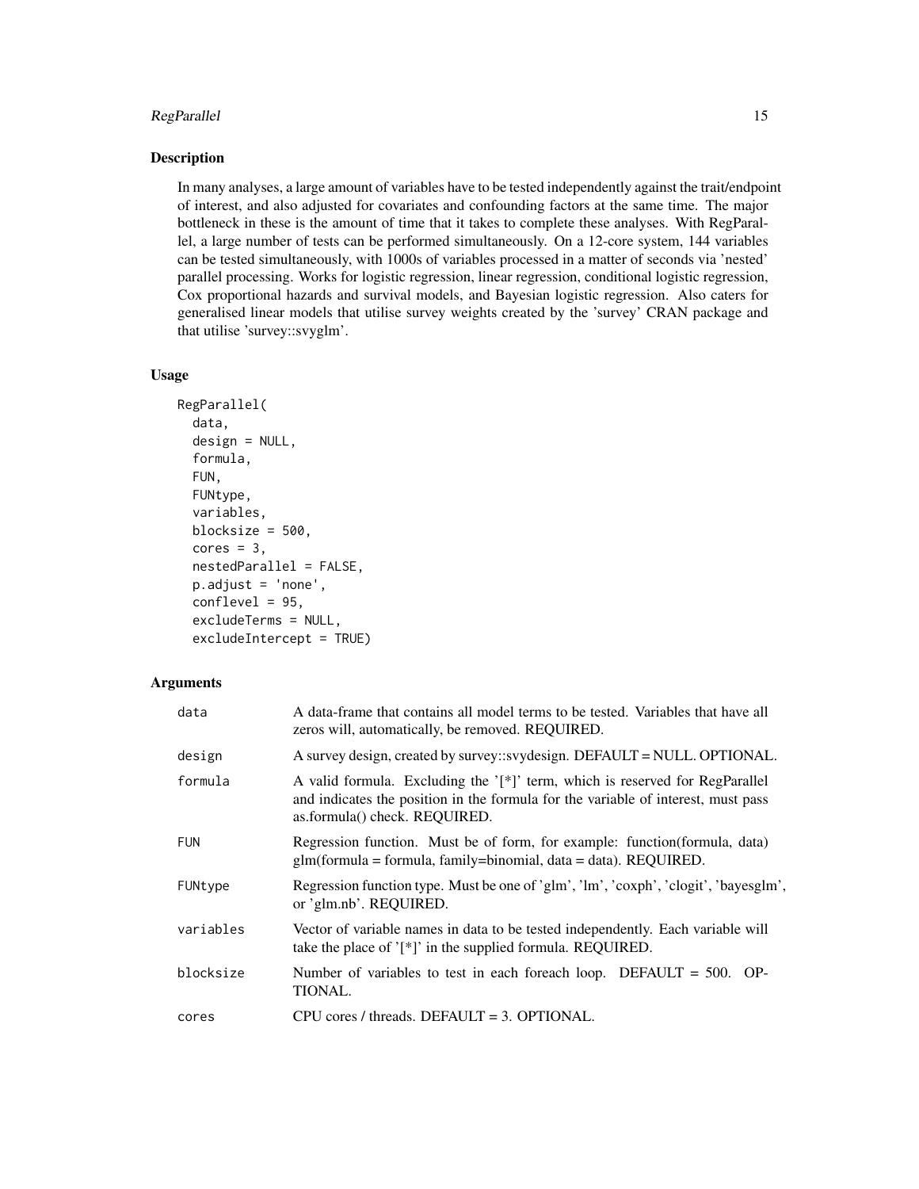### Description

In many analyses, a large amount of variables have to be tested independently against the trait/endpoint of interest, and also adjusted for covariates and confounding factors at the same time. The major bottleneck in these is the amount of time that it takes to complete these analyses. With RegParallel, a large number of tests can be performed simultaneously. On a 12-core system, 144 variables can be tested simultaneously, with 1000s of variables processed in a matter of seconds via 'nested' parallel processing. Works for logistic regression, linear regression, conditional logistic regression, Cox proportional hazards and survival models, and Bayesian logistic regression. Also caters for generalised linear models that utilise survey weights created by the 'survey' CRAN package and that utilise 'survey::svyglm'.

### Usage

```
RegParallel(
  data,
  design = NULL,
  formula,
  FUN,
  FUNtype,
  variables,
  blocksize = 500,
  cores = 3,
  nestedParallel = FALSE,
  p.adjust = 'none',
  conflevel = 95,
  excludeTerms = NULL,
  excludeIntercept = TRUE)
```

### Arguments

| | |
|---|---|
| `data` | A data-frame that contains all model terms to be tested. Variables that have all zeros will, automatically, be removed. REQUIRED. |
| `design` | A survey design, created by survey::svydesign. DEFAULT = NULL. OPTIONAL. |
| `formula` | A valid formula. Excluding the '[*]' term, which is reserved for RegParallel and indicates the position in the formula for the variable of interest, must pass as.formula() check. REQUIRED. |
| `FUN` | Regression function. Must be of form, for example: function(formula, data) glm(formula = formula, family=binomial, data = data). REQUIRED. |
| `FUNtype` | Regression function type. Must be one of 'glm', 'lm', 'coxph', 'clogit', 'bayesglm', or 'glm.nb'. REQUIRED. |
| `variables` | Vector of variable names in data to be tested independently. Each variable will take the place of '[*]' in the supplied formula. REQUIRED. |
| `blocksize` | Number of variables to test in each foreach loop. DEFAULT = 500. OPTIONAL. |
| `cores` | CPU cores / threads. DEFAULT = 3. OPTIONAL. |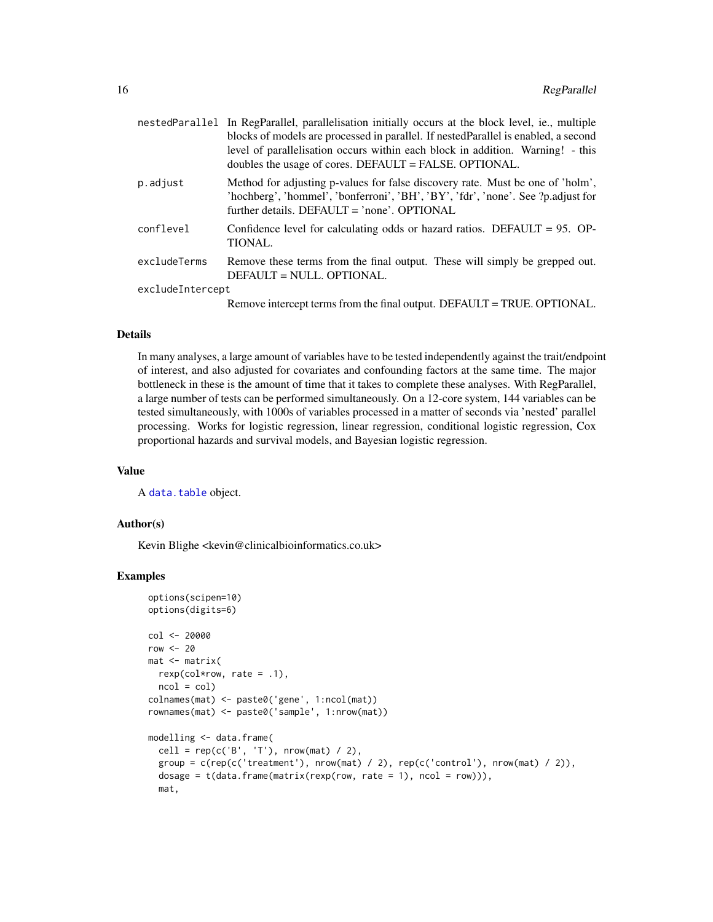| | |
|---|---|
| nestedParallel | In RegParallel, parallelisation initially occurs at the block level, ie., multiple blocks of models are processed in parallel. If nestedParallel is enabled, a second level of parallelisation occurs within each block in addition. Warning! - this doubles the usage of cores. DEFAULT = FALSE. OPTIONAL. |
| p.adjust | Method for adjusting p-values for false discovery rate. Must be one of 'holm', 'hochberg', 'hommel', 'bonferroni', 'BH', 'BY', 'fdr', 'none'. See ?p.adjust for further details. DEFAULT = 'none'. OPTIONAL |
| conflevel | Confidence level for calculating odds or hazard ratios. DEFAULT = 95. OPTIONAL. |
| excludeTerms | Remove these terms from the final output. These will simply be grepped out. DEFAULT = NULL. OPTIONAL. |
| excludeIntercept | Remove intercept terms from the final output. DEFAULT = TRUE. OPTIONAL. |

## Details

In many analyses, a large amount of variables have to be tested independently against the trait/endpoint of interest, and also adjusted for covariates and confounding factors at the same time. The major bottleneck in these is the amount of time that it takes to complete these analyses. With RegParallel, a large number of tests can be performed simultaneously. On a 12-core system, 144 variables can be tested simultaneously, with 1000s of variables processed in a matter of seconds via 'nested' parallel processing. Works for logistic regression, linear regression, conditional logistic regression, Cox proportional hazards and survival models, and Bayesian logistic regression.

## Value

A data.table object.

## Author(s)

Kevin Blighe <kevin@clinicalbioinformatics.co.uk>

## Examples

```
options(scipen=10)
options(digits=6)

col <- 20000
row <- 20
mat <- matrix(
  rexp(col*row, rate = .1),
  ncol = col)
colnames(mat) <- paste0('gene', 1:ncol(mat))
rownames(mat) <- paste0('sample', 1:nrow(mat))

modelling <- data.frame(
  cell = rep(c('B', 'T'), nrow(mat) / 2),
  group = c(rep(c('treatment'), nrow(mat) / 2), rep(c('control'), nrow(mat) / 2)),
  dosage = t(data.frame(matrix(rexp(row, rate = 1), ncol = row))),
  mat,
```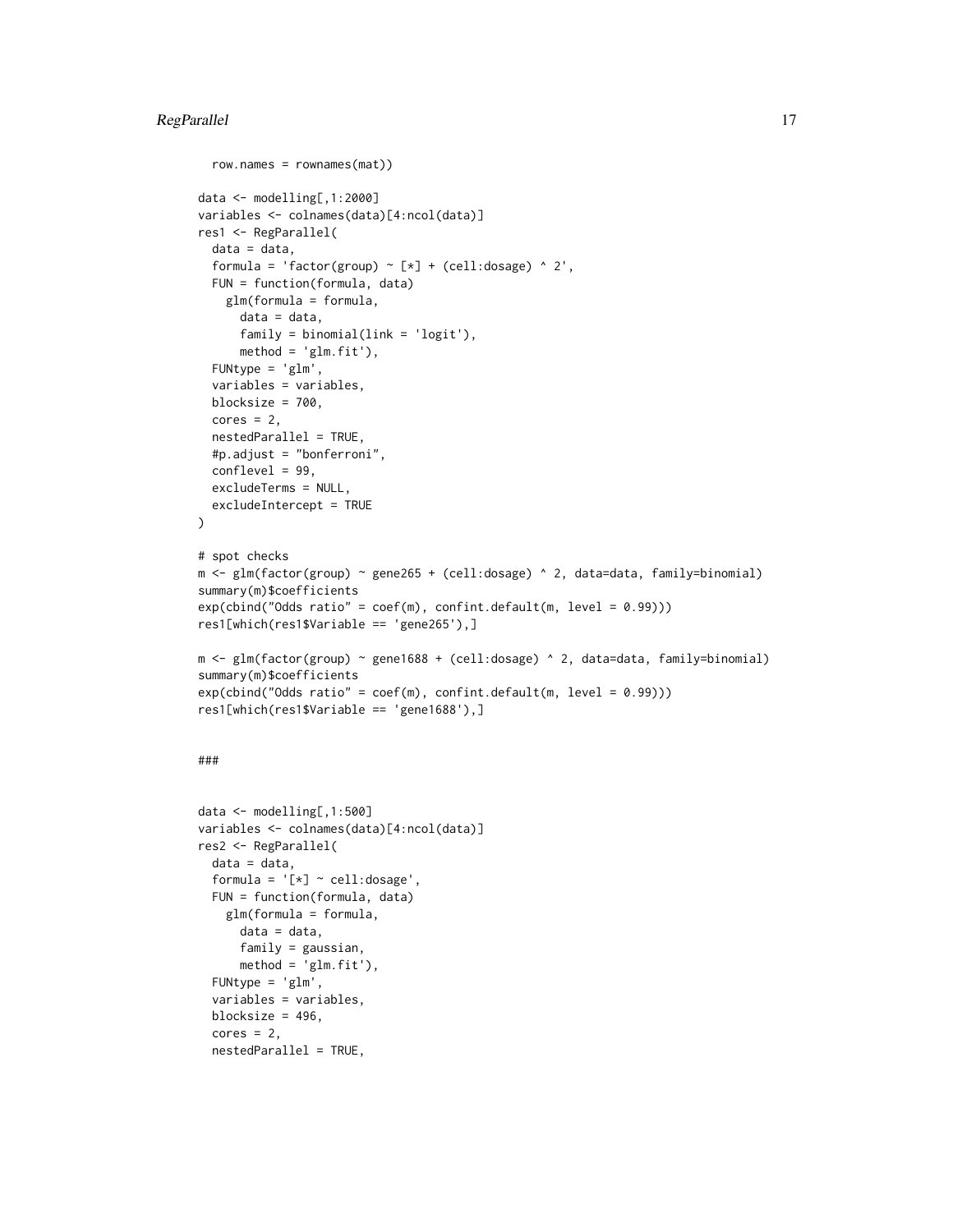```
  row.names = rownames(mat))

data <- modelling[,1:2000]
variables <- colnames(data)[4:ncol(data)]
res1 <- RegParallel(
  data = data,
  formula = 'factor(group) ~ [*] + (cell:dosage) ^ 2',
  FUN = function(formula, data)
    glm(formula = formula,
      data = data,
      family = binomial(link = 'logit'),
      method = 'glm.fit'),
  FUNtype = 'glm',
  variables = variables,
  blocksize = 700,
  cores = 2,
  nestedParallel = TRUE,
  #p.adjust = "bonferroni",
  conflevel = 99,
  excludeTerms = NULL,
  excludeIntercept = TRUE
)

# spot checks
m <- glm(factor(group) ~ gene265 + (cell:dosage) ^ 2, data=data, family=binomial)
summary(m)$coefficients
exp(cbind("Odds ratio" = coef(m), confint.default(m, level = 0.99)))
res1[which(res1$Variable == 'gene265'),]

m <- glm(factor(group) ~ gene1688 + (cell:dosage) ^ 2, data=data, family=binomial)
summary(m)$coefficients
exp(cbind("Odds ratio" = coef(m), confint.default(m, level = 0.99)))
res1[which(res1$Variable == 'gene1688'),]


###


data <- modelling[,1:500]
variables <- colnames(data)[4:ncol(data)]
res2 <- RegParallel(
  data = data,
  formula = '[*] ~ cell:dosage',
  FUN = function(formula, data)
    glm(formula = formula,
      data = data,
      family = gaussian,
      method = 'glm.fit'),
  FUNtype = 'glm',
  variables = variables,
  blocksize = 496,
  cores = 2,
  nestedParallel = TRUE,
```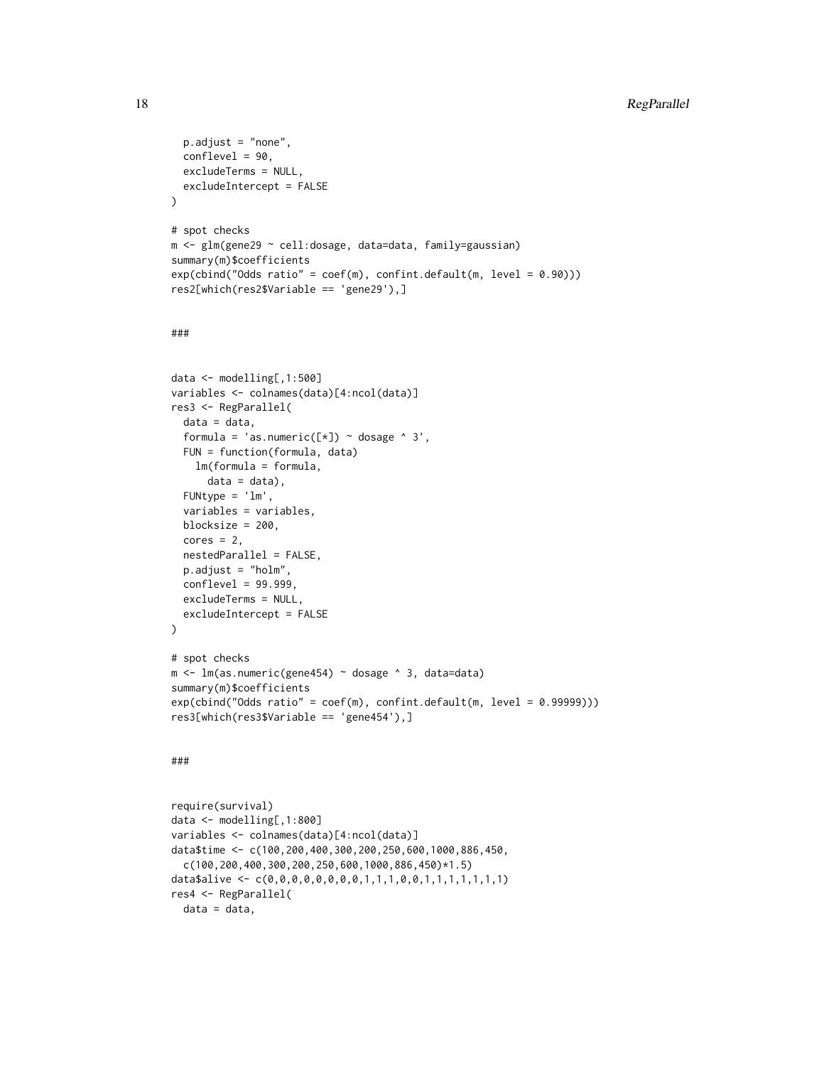```
  p.adjust = "none",
  conflevel = 90,
  excludeTerms = NULL,
  excludeIntercept = FALSE
)

# spot checks
m <- glm(gene29 ~ cell:dosage, data=data, family=gaussian)
summary(m)$coefficients
exp(cbind("Odds ratio" = coef(m), confint.default(m, level = 0.90)))
res2[which(res2$Variable == 'gene29'),]


###


data <- modelling[,1:500]
variables <- colnames(data)[4:ncol(data)]
res3 <- RegParallel(
  data = data,
  formula = 'as.numeric([*]) ~ dosage ^ 3',
  FUN = function(formula, data)
    lm(formula = formula,
      data = data),
  FUNtype = 'lm',
  variables = variables,
  blocksize = 200,
  cores = 2,
  nestedParallel = FALSE,
  p.adjust = "holm",
  conflevel = 99.999,
  excludeTerms = NULL,
  excludeIntercept = FALSE
)

# spot checks
m <- lm(as.numeric(gene454) ~ dosage ^ 3, data=data)
summary(m)$coefficients
exp(cbind("Odds ratio" = coef(m), confint.default(m, level = 0.99999)))
res3[which(res3$Variable == 'gene454'),]


###


require(survival)
data <- modelling[,1:800]
variables <- colnames(data)[4:ncol(data)]
data$time <- c(100,200,400,300,200,250,600,1000,886,450,
  c(100,200,400,300,200,250,600,1000,886,450)*1.5)
data$alive <- c(0,0,0,0,0,0,0,0,1,1,1,0,0,1,1,1,1,1,1,1)
res4 <- RegParallel(
  data = data,
```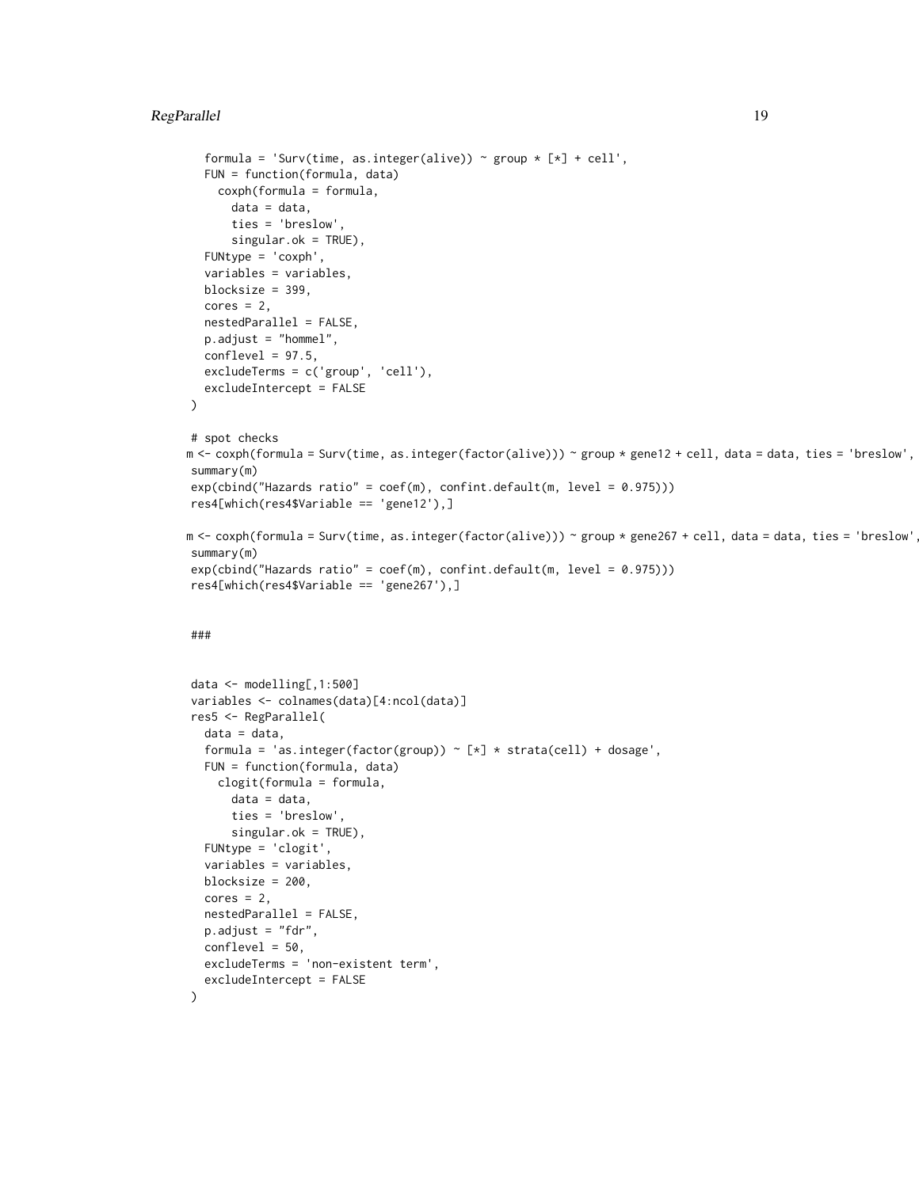```
  formula = 'Surv(time, as.integer(alive)) ~ group * [*] + cell',
  FUN = function(formula, data)
    coxph(formula = formula,
      data = data,
      ties = 'breslow',
      singular.ok = TRUE),
  FUNtype = 'coxph',
  variables = variables,
  blocksize = 399,
  cores = 2,
  nestedParallel = FALSE,
  p.adjust = "hommel",
  conflevel = 97.5,
  excludeTerms = c('group', 'cell'),
  excludeIntercept = FALSE
)

# spot checks
m <- coxph(formula = Surv(time, as.integer(factor(alive))) ~ group * gene12 + cell, data = data, ties = 'breslow',
summary(m)
exp(cbind("Hazards ratio" = coef(m), confint.default(m, level = 0.975)))
res4[which(res4$Variable == 'gene12'),]

m <- coxph(formula = Surv(time, as.integer(factor(alive))) ~ group * gene267 + cell, data = data, ties = 'breslow',
summary(m)
exp(cbind("Hazards ratio" = coef(m), confint.default(m, level = 0.975)))
res4[which(res4$Variable == 'gene267'),]


###


data <- modelling[,1:500]
variables <- colnames(data)[4:ncol(data)]
res5 <- RegParallel(
  data = data,
  formula = 'as.integer(factor(group)) ~ [*] * strata(cell) + dosage',
  FUN = function(formula, data)
    clogit(formula = formula,
      data = data,
      ties = 'breslow',
      singular.ok = TRUE),
  FUNtype = 'clogit',
  variables = variables,
  blocksize = 200,
  cores = 2,
  nestedParallel = FALSE,
  p.adjust = "fdr",
  conflevel = 50,
  excludeTerms = 'non-existent term',
  excludeIntercept = FALSE
)
```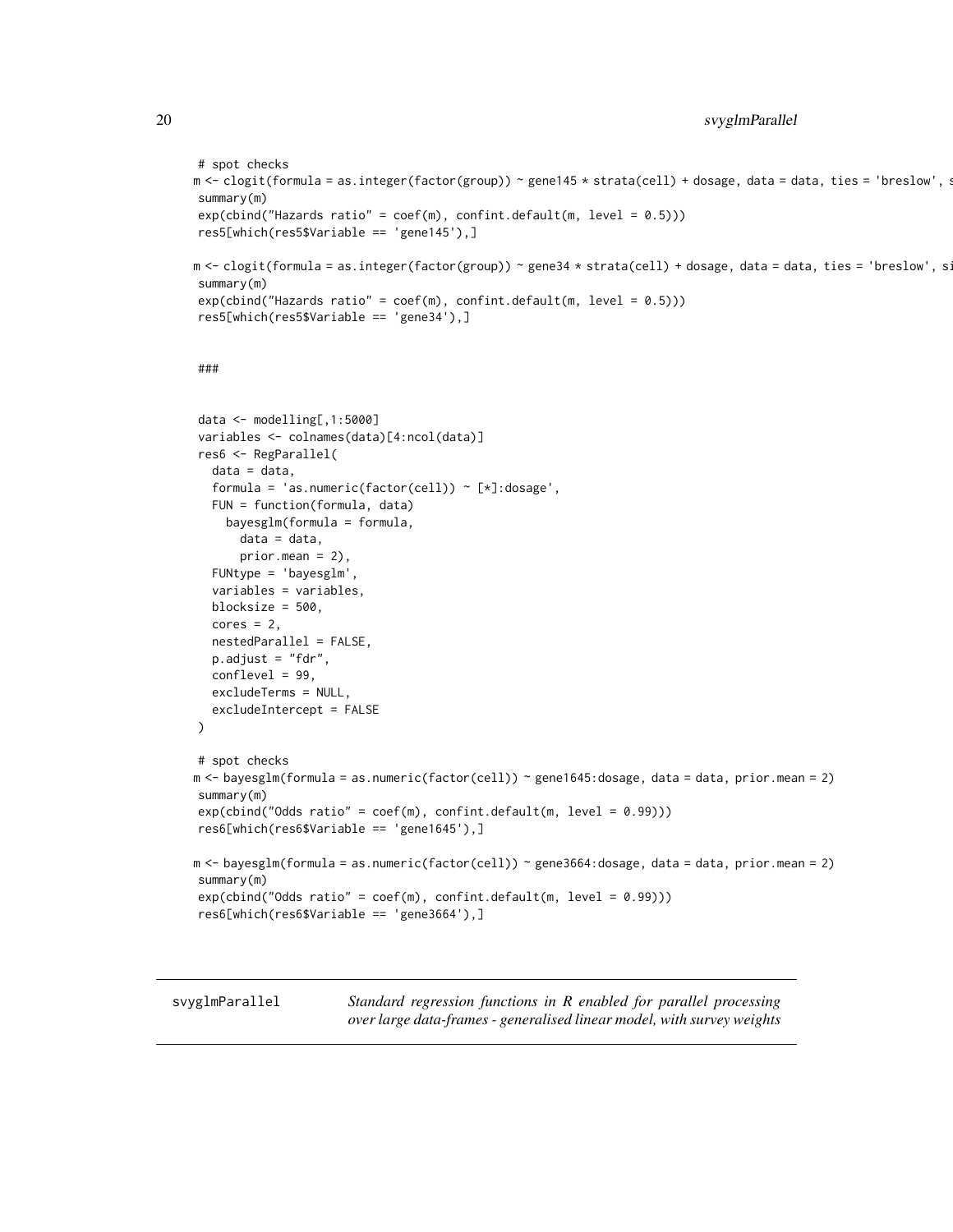```
# spot checks
m <- clogit(formula = as.integer(factor(group)) ~ gene145 * strata(cell) + dosage, data = data, ties = 'breslow', s
summary(m)
exp(cbind("Hazards ratio" = coef(m), confint.default(m, level = 0.5)))
res5[which(res5$Variable == 'gene145'),]

m <- clogit(formula = as.integer(factor(group)) ~ gene34 * strata(cell) + dosage, data = data, ties = 'breslow', si
summary(m)
exp(cbind("Hazards ratio" = coef(m), confint.default(m, level = 0.5)))
res5[which(res5$Variable == 'gene34'),]


###


data <- modelling[,1:5000]
variables <- colnames(data)[4:ncol(data)]
res6 <- RegParallel(
  data = data,
  formula = 'as.numeric(factor(cell)) ~ [*]:dosage',
  FUN = function(formula, data)
    bayesglm(formula = formula,
      data = data,
      prior.mean = 2),
  FUNtype = 'bayesglm',
  variables = variables,
  blocksize = 500,
  cores = 2,
  nestedParallel = FALSE,
  p.adjust = "fdr",
  conflevel = 99,
  excludeTerms = NULL,
  excludeIntercept = FALSE
)

# spot checks
m <- bayesglm(formula = as.numeric(factor(cell)) ~ gene1645:dosage, data = data, prior.mean = 2)
summary(m)
exp(cbind("Odds ratio" = coef(m), confint.default(m, level = 0.99)))
res6[which(res6$Variable == 'gene1645'),]

m <- bayesglm(formula = as.numeric(factor(cell)) ~ gene3664:dosage, data = data, prior.mean = 2)
summary(m)
exp(cbind("Odds ratio" = coef(m), confint.default(m, level = 0.99)))
res6[which(res6$Variable == 'gene3664'),]
```

## svyglmParallel

*Standard regression functions in R enabled for parallel processing over large data-frames - generalised linear model, with survey weights*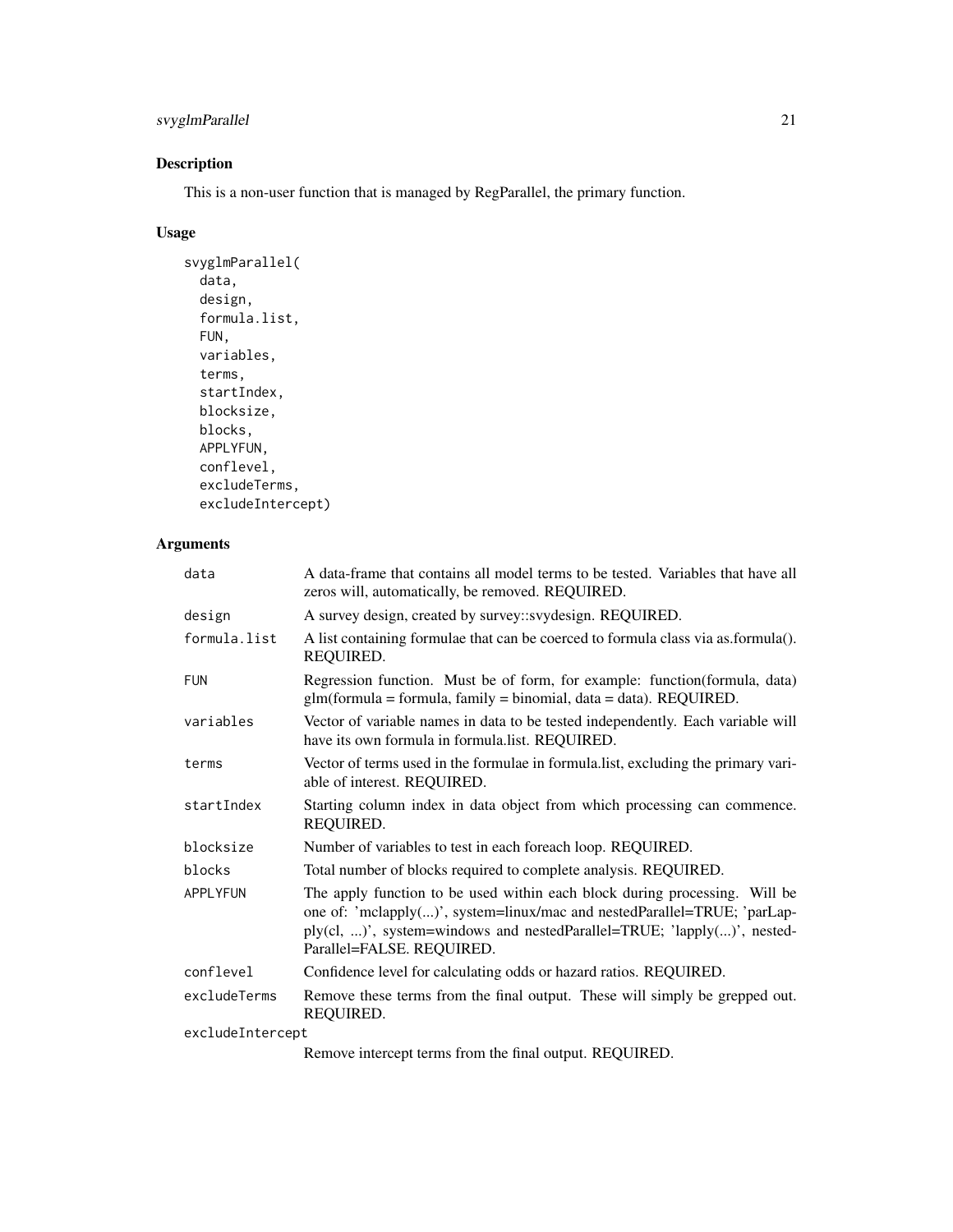## Description

This is a non-user function that is managed by RegParallel, the primary function.

## Usage

```
svyglmParallel(
  data,
  design,
  formula.list,
  FUN,
  variables,
  terms,
  startIndex,
  blocksize,
  blocks,
  APPLYFUN,
  conflevel,
  excludeTerms,
  excludeIntercept)
```

## Arguments

| | |
|---|---|
| `data` | A data-frame that contains all model terms to be tested. Variables that have all zeros will, automatically, be removed. REQUIRED. |
| `design` | A survey design, created by survey::svydesign. REQUIRED. |
| `formula.list` | A list containing formulae that can be coerced to formula class via as.formula(). REQUIRED. |
| `FUN` | Regression function. Must be of form, for example: function(formula, data) glm(formula = formula, family = binomial, data = data). REQUIRED. |
| `variables` | Vector of variable names in data to be tested independently. Each variable will have its own formula in formula.list. REQUIRED. |
| `terms` | Vector of terms used in the formulae in formula.list, excluding the primary variable of interest. REQUIRED. |
| `startIndex` | Starting column index in data object from which processing can commence. REQUIRED. |
| `blocksize` | Number of variables to test in each foreach loop. REQUIRED. |
| `blocks` | Total number of blocks required to complete analysis. REQUIRED. |
| `APPLYFUN` | The apply function to be used within each block during processing. Will be one of: 'mclapply(...)', system=linux/mac and nestedParallel=TRUE; 'parLapply(cl, ...)', system=windows and nestedParallel=TRUE; 'lapply(...)', nestedParallel=FALSE. REQUIRED. |
| `conflevel` | Confidence level for calculating odds or hazard ratios. REQUIRED. |
| `excludeTerms` | Remove these terms from the final output. These will simply be grepped out. REQUIRED. |
| `excludeIntercept` | Remove intercept terms from the final output. REQUIRED. |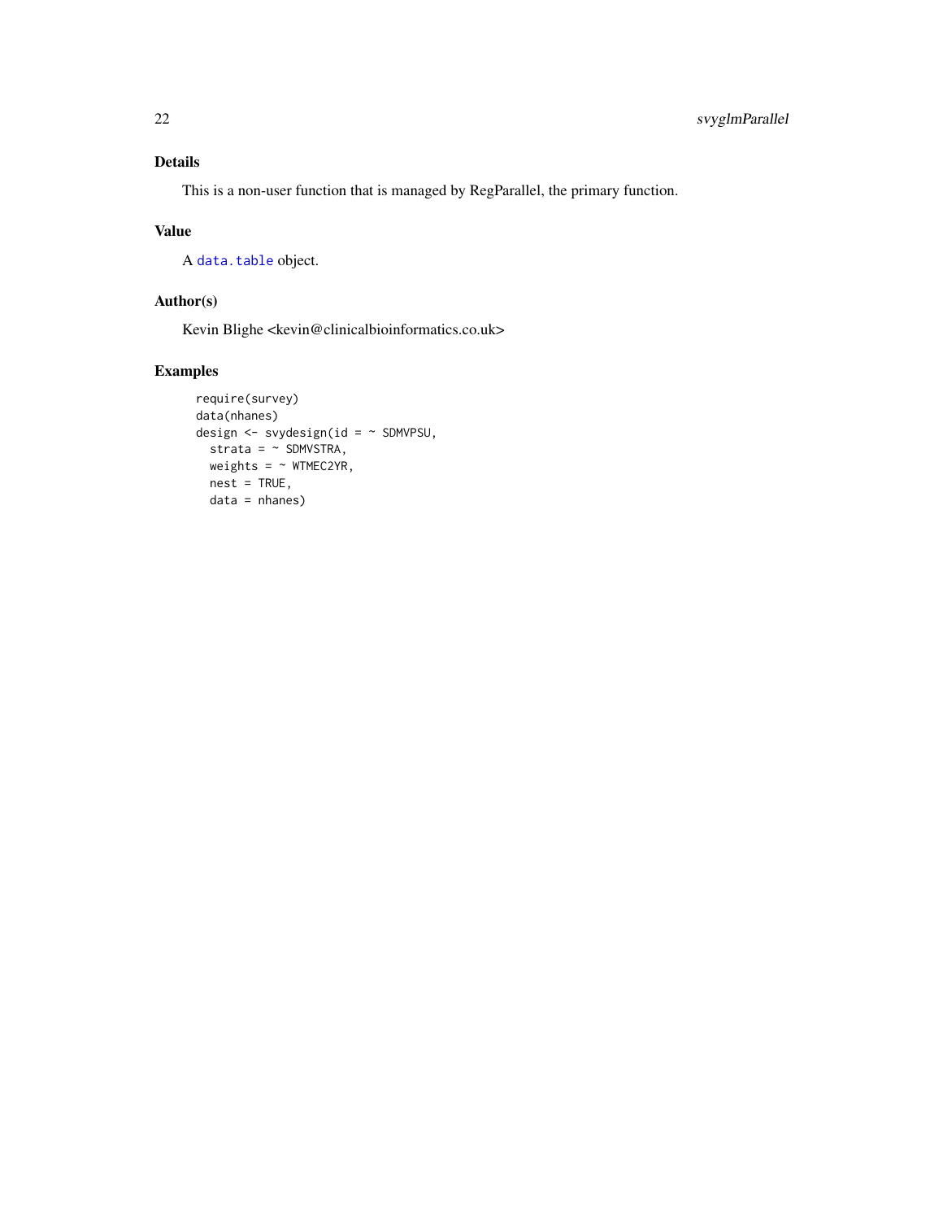## Details

This is a non-user function that is managed by RegParallel, the primary function.

## Value

A `data.table` object.

## Author(s)

Kevin Blighe <kevin@clinicalbioinformatics.co.uk>

## Examples

```
require(survey)
data(nhanes)
design <- svydesign(id = ~ SDMVPSU,
  strata = ~ SDMVSTRA,
  weights = ~ WTMEC2YR,
  nest = TRUE,
  data = nhanes)
```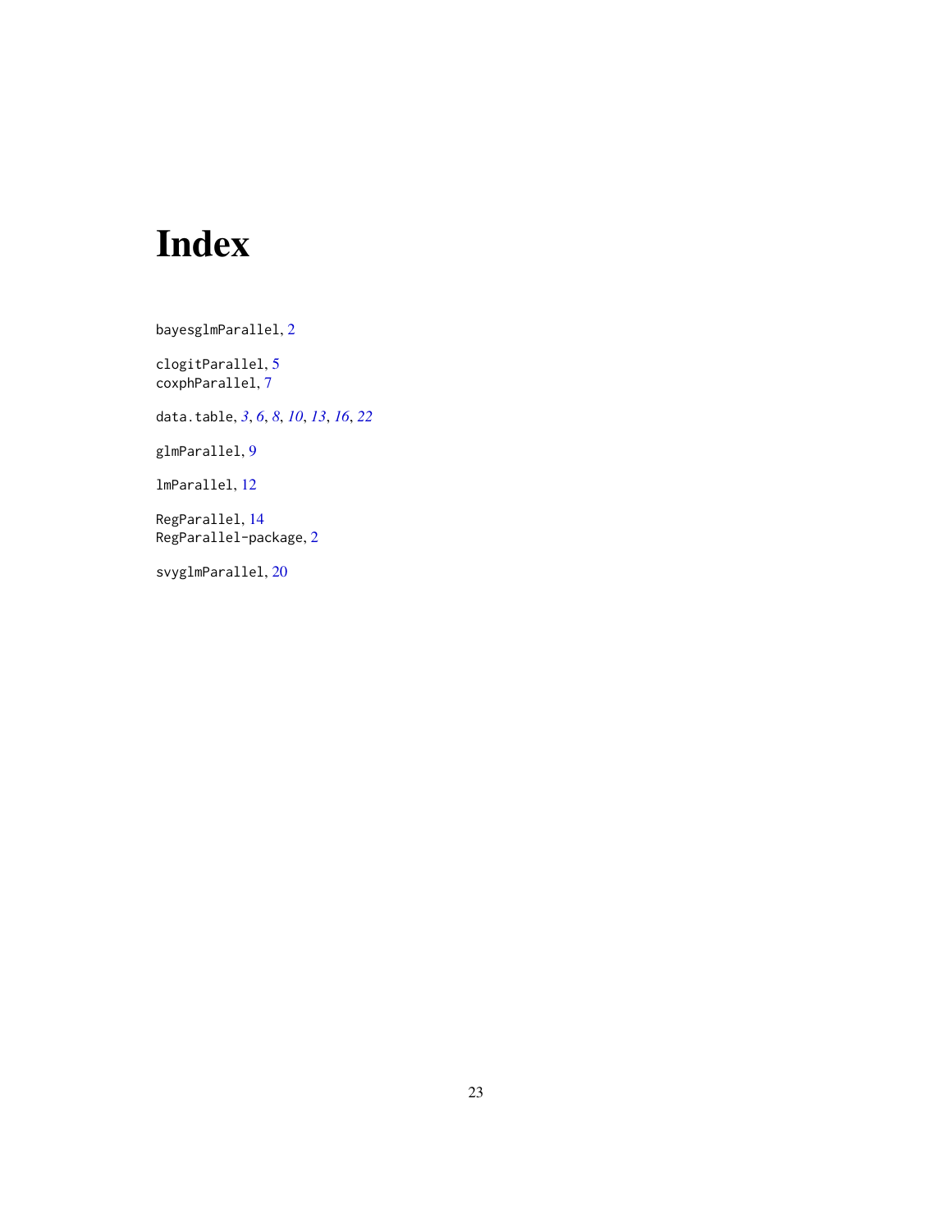# Index

bayesglmParallel, 2

clogitParallel, 5
coxphParallel, 7

data.table, *3*, *6*, *8*, *10*, *13*, *16*, *22*

glmParallel, 9

lmParallel, 12

RegParallel, 14
RegParallel-package, 2

svyglmParallel, 20